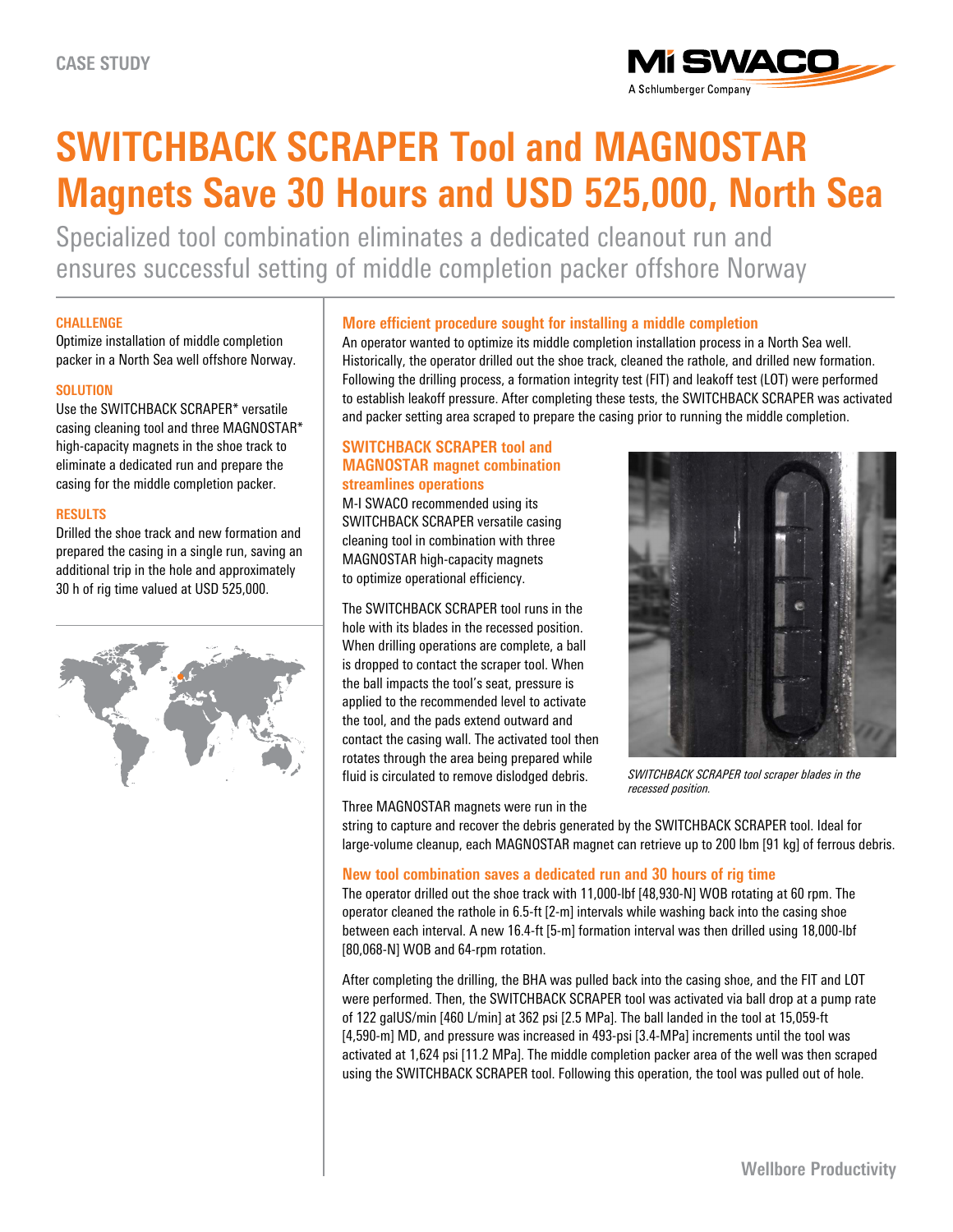CASE STUDY

# SWITCHBACK SCRAPER Tool and MAGNOSTAR Magnets Save 30 Hours and USD 525,000, North Sea

Specialized tool combination eliminates a dedicated cleanout run and ensures successful setting of middle completion packer offshore Norway

### CHALLENGE

Optimize installation of middle completion packer in a North Sea well offshore Norway.

### SOLUTION

Use the SWITCHBACK SCRAPER* versatile casing cleaning tool and three MAGNOSTAR* high-capacity magnets in the shoe track to eliminate a dedicated run and prepare the casing for the middle completion packer.

### RESULTS

Drilled the shoe track and new formation and prepared the casing in a single run, saving an additional trip in the hole and approximately 30 h of rig time valued at USD 525,000.

## More efficient procedure sought for installing a middle completion

An operator wanted to optimize its middle completion installation process in a North Sea well. Historically, the operator drilled out the shoe track, cleaned the rathole, and drilled new formation. Following the drilling process, a formation integrity test (FIT) and leakoff test (LOT) were performed to establish leakoff pressure. After completing these tests, the SWITCHBACK SCRAPER was activated and packer setting area scraped to prepare the casing prior to running the middle completion.

## SWITCHBACK SCRAPER tool and MAGNOSTAR magnet combination streamlines operations

M-I SWACO recommended using its SWITCHBACK SCRAPER versatile casing cleaning tool in combination with three MAGNOSTAR high-capacity magnets to optimize operational efficiency.

The SWITCHBACK SCRAPER tool runs in the hole with its blades in the recessed position. When drilling operations are complete, a ball is dropped to contact the scraper tool. When the ball impacts the tool's seat, pressure is applied to the recommended level to activate the tool, and the pads extend outward and contact the casing wall. The activated tool then rotates through the area being prepared while fluid is circulated to remove dislodged debris.

*SWITCHBACK SCRAPER tool scraper blades in the recessed position.*

Three MAGNOSTAR magnets were run in the string to capture and recover the debris generated by the SWITCHBACK SCRAPER tool. Ideal for large-volume cleanup, each MAGNOSTAR magnet can retrieve up to 200 lbm [91 kg] of ferrous debris.

## New tool combination saves a dedicated run and 30 hours of rig time

The operator drilled out the shoe track with 11,000-lbf [48,930-N] WOB rotating at 60 rpm. The operator cleaned the rathole in 6.5-ft [2-m] intervals while washing back into the casing shoe between each interval. A new 16.4-ft [5-m] formation interval was then drilled using 18,000-lbf [80,068-N] WOB and 64-rpm rotation.

After completing the drilling, the BHA was pulled back into the casing shoe, and the FIT and LOT were performed. Then, the SWITCHBACK SCRAPER tool was activated via ball drop at a pump rate of 122 galUS/min [460 L/min] at 362 psi [2.5 MPa]. The ball landed in the tool at 15,059-ft [4,590-m] MD, and pressure was increased in 493-psi [3.4-MPa] increments until the tool was activated at 1,624 psi [11.2 MPa]. The middle completion packer area of the well was then scraped using the SWITCHBACK SCRAPER tool. Following this operation, the tool was pulled out of hole.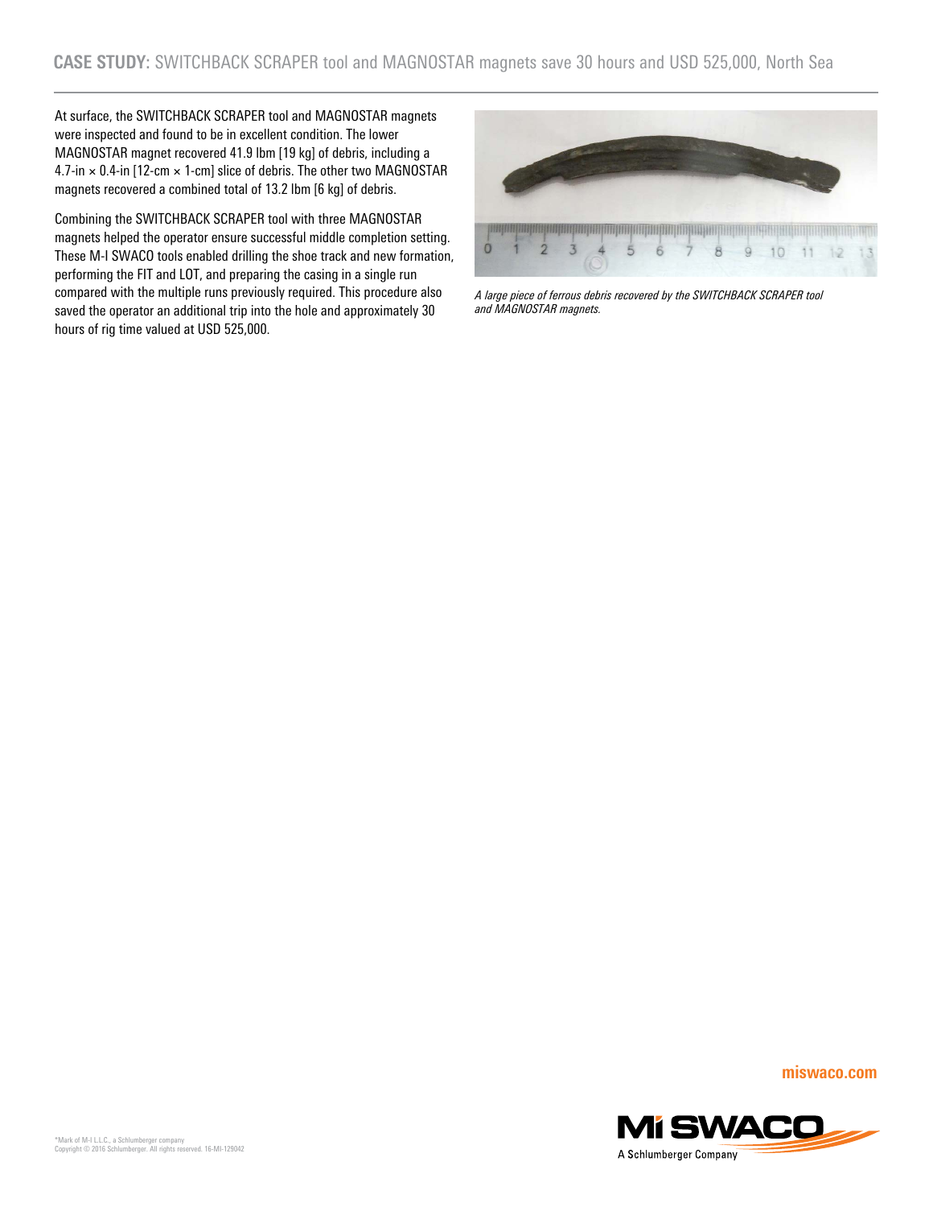At surface, the SWITCHBACK SCRAPER tool and MAGNOSTAR magnets were inspected and found to be in excellent condition. The lower MAGNOSTAR magnet recovered 41.9 lbm [19 kg] of debris, including a 4.7-in × 0.4-in [12-cm × 1-cm] slice of debris. The other two MAGNOSTAR magnets recovered a combined total of 13.2 lbm [6 kg] of debris.

Combining the SWITCHBACK SCRAPER tool with three MAGNOSTAR magnets helped the operator ensure successful middle completion setting. These M-I SWACO tools enabled drilling the shoe track and new formation, performing the FIT and LOT, and preparing the casing in a single run compared with the multiple runs previously required. This procedure also saved the operator an additional trip into the hole and approximately 30 hours of rig time valued at USD 525,000.

*A large piece of ferrous debris recovered by the SWITCHBACK SCRAPER tool and MAGNOSTAR magnets.*

miswaco.com

*Mark of M-I L.L.C., a Schlumberger company
Copyright © 2016 Schlumberger. All rights reserved. 16-MI-129042